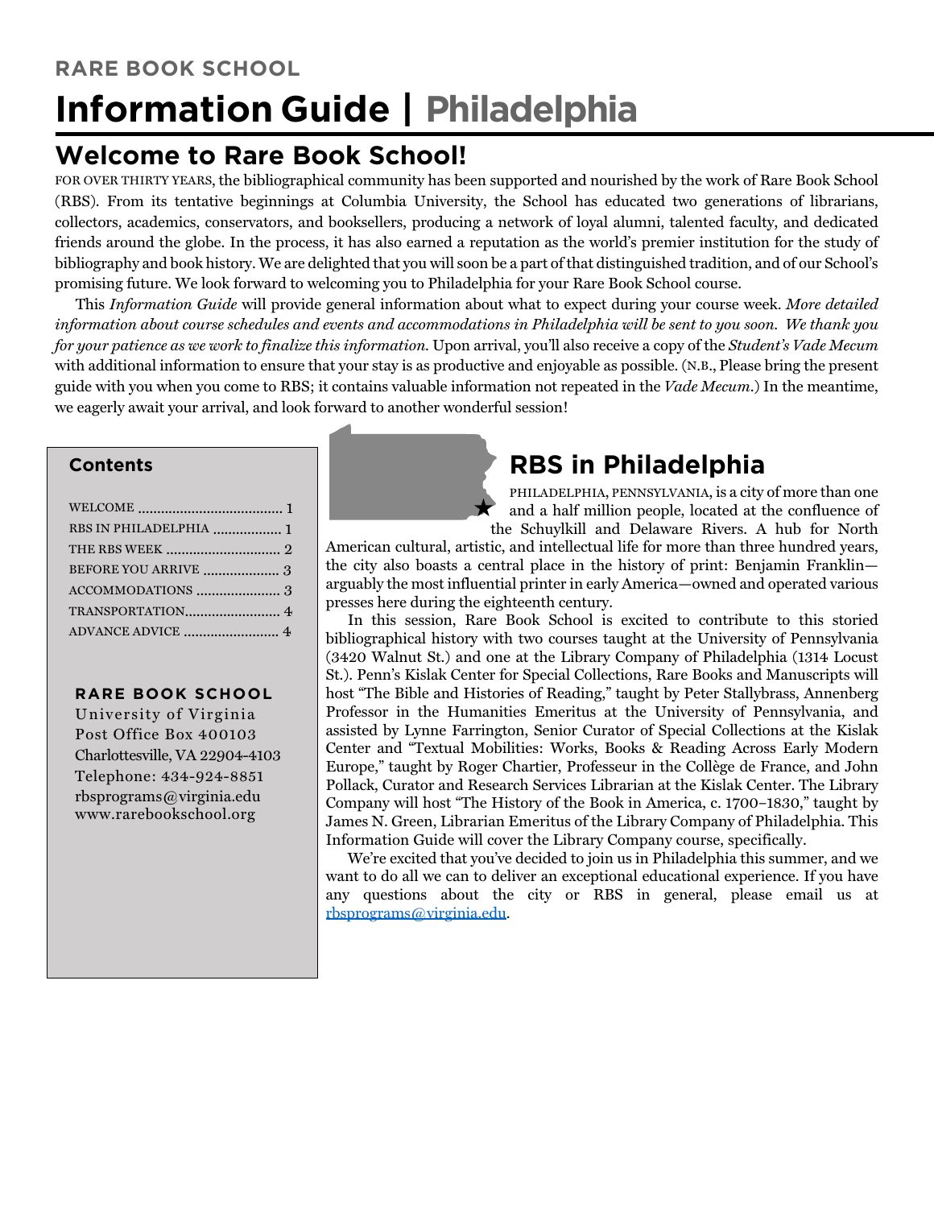RARE BOOK SCHOOL

# Information Guide | Philadelphia

## Welcome to Rare Book School!

FOR OVER THIRTY YEARS, the bibliographical community has been supported and nourished by the work of Rare Book School (RBS). From its tentative beginnings at Columbia University, the School has educated two generations of librarians, collectors, academics, conservators, and booksellers, producing a network of loyal alumni, talented faculty, and dedicated friends around the globe. In the process, it has also earned a reputation as the world's premier institution for the study of bibliography and book history. We are delighted that you will soon be a part of that distinguished tradition, and of our School's promising future. We look forward to welcoming you to Philadelphia for your Rare Book School course.

This *Information Guide* will provide general information about what to expect during your course week. *More detailed information about course schedules and events and accommodations in Philadelphia will be sent to you soon. We thank you for your patience as we work to finalize this information.* Upon arrival, you'll also receive a copy of the *Student's Vade Mecum* with additional information to ensure that your stay is as productive and enjoyable as possible. (N.B., Please bring the present guide with you when you come to RBS; it contains valuable information not repeated in the *Vade Mecum*.) In the meantime, we eagerly await your arrival, and look forward to another wonderful session!

### Contents

- WELCOME ..... 1
- RBS IN PHILADELPHIA ..... 1
- THE RBS WEEK ..... 2
- BEFORE YOU ARRIVE ..... 3
- ACCOMMODATIONS ..... 3
- TRANSPORTATION ..... 4
- ADVANCE ADVICE ..... 4

**RARE BOOK SCHOOL**
University of Virginia
Post Office Box 400103
Charlottesville, VA 22904-4103
Telephone: 434-924-8851
rbsprograms@virginia.edu
www.rarebookschool.org

## RBS in Philadelphia

PHILADELPHIA, PENNSYLVANIA, is a city of more than one and a half million people, located at the confluence of the Schuylkill and Delaware Rivers. A hub for North American cultural, artistic, and intellectual life for more than three hundred years, the city also boasts a central place in the history of print: Benjamin Franklin—arguably the most influential printer in early America—owned and operated various presses here during the eighteenth century.

In this session, Rare Book School is excited to contribute to this storied bibliographical history with two courses taught at the University of Pennsylvania (3420 Walnut St.) and one at the Library Company of Philadelphia (1314 Locust St.). Penn's Kislak Center for Special Collections, Rare Books and Manuscripts will host "The Bible and Histories of Reading," taught by Peter Stallybrass, Annenberg Professor in the Humanities Emeritus at the University of Pennsylvania, and assisted by Lynne Farrington, Senior Curator of Special Collections at the Kislak Center and "Textual Mobilities: Works, Books & Reading Across Early Modern Europe," taught by Roger Chartier, Professeur in the Collège de France, and John Pollack, Curator and Research Services Librarian at the Kislak Center. The Library Company will host "The History of the Book in America, c. 1700–1830," taught by James N. Green, Librarian Emeritus of the Library Company of Philadelphia. This Information Guide will cover the Library Company course, specifically.

We're excited that you've decided to join us in Philadelphia this summer, and we want to do all we can to deliver an exceptional educational experience. If you have any questions about the city or RBS in general, please email us at rbsprograms@virginia.edu.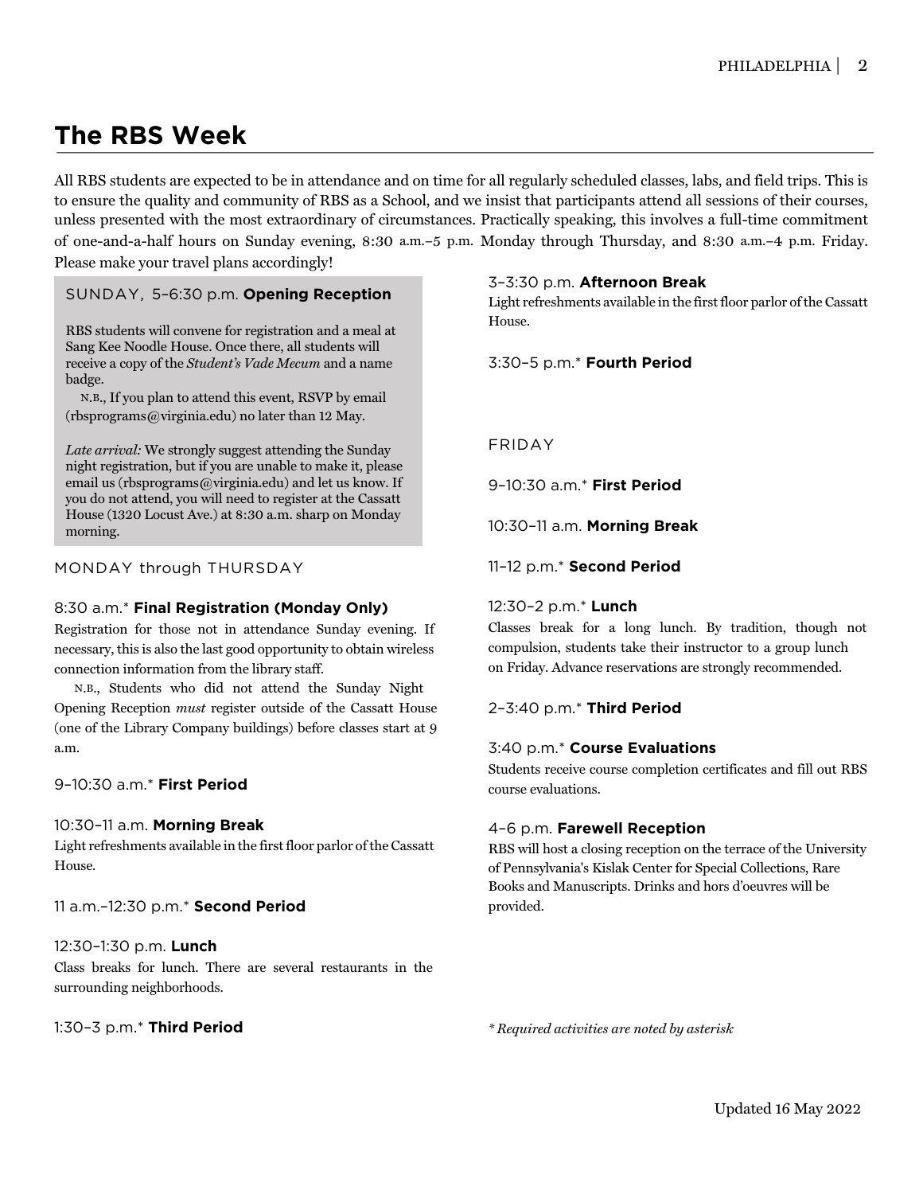## The RBS Week

All RBS students are expected to be in attendance and on time for all regularly scheduled classes, labs, and field trips. This is to ensure the quality and community of RBS as a School, and we insist that participants attend all sessions of their courses, unless presented with the most extraordinary of circumstances. Practically speaking, this involves a full-time commitment of one-and-a-half hours on Sunday evening, 8:30 a.m.–5 p.m. Monday through Thursday, and 8:30 a.m.–4 p.m. Friday. Please make your travel plans accordingly!

SUNDAY, 5–6:30 p.m. **Opening Reception**

RBS students will convene for registration and a meal at Sang Kee Noodle House. Once there, all students will receive a copy of the *Student's Vade Mecum* and a name badge.

N.B., If you plan to attend this event, RSVP by email (rbsprograms@virginia.edu) no later than 12 May.

*Late arrival:* We strongly suggest attending the Sunday night registration, but if you are unable to make it, please email us (rbsprograms@virginia.edu) and let us know. If you do not attend, you will need to register at the Cassatt House (1320 Locust Ave.) at 8:30 a.m. sharp on Monday morning.

MONDAY through THURSDAY

8:30 a.m.* **Final Registration (Monday Only)**

Registration for those not in attendance Sunday evening. If necessary, this is also the last good opportunity to obtain wireless connection information from the library staff.

N.B., Students who did not attend the Sunday Night Opening Reception *must* register outside of the Cassatt House (one of the Library Company buildings) before classes start at 9 a.m.

9–10:30 a.m.* **First Period**

10:30–11 a.m. **Morning Break**

Light refreshments available in the first floor parlor of the Cassatt House.

11 a.m.–12:30 p.m.* **Second Period**

12:30–1:30 p.m. **Lunch**

Class breaks for lunch. There are several restaurants in the surrounding neighborhoods.

1:30–3 p.m.* **Third Period**

3–3:30 p.m. **Afternoon Break**

Light refreshments available in the first floor parlor of the Cassatt House.

3:30–5 p.m.* **Fourth Period**

FRIDAY

9–10:30 a.m.* **First Period**

10:30–11 a.m. **Morning Break**

11–12 p.m.* **Second Period**

12:30–2 p.m.* **Lunch**

Classes break for a long lunch. By tradition, though not compulsion, students take their instructor to a group lunch on Friday. Advance reservations are strongly recommended.

2–3:40 p.m.* **Third Period**

3:40 p.m.* **Course Evaluations**

Students receive course completion certificates and fill out RBS course evaluations.

4–6 p.m. **Farewell Reception**

RBS will host a closing reception on the terrace of the University of Pennsylvania's Kislak Center for Special Collections, Rare Books and Manuscripts. Drinks and hors d'oeuvres will be provided.

*\* Required activities are noted by asterisk*

Updated 16 May 2022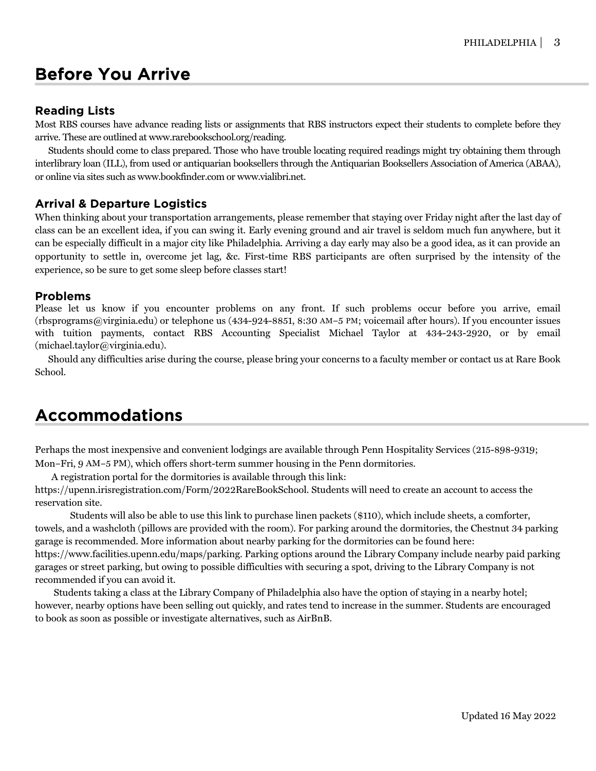# Before You Arrive

## Reading Lists

Most RBS courses have advance reading lists or assignments that RBS instructors expect their students to complete before they arrive. These are outlined at www.rarebookschool.org/reading.

Students should come to class prepared. Those who have trouble locating required readings might try obtaining them through interlibrary loan (ILL), from used or antiquarian booksellers through the Antiquarian Booksellers Association of America (ABAA), or online via sites such as www.bookfinder.com or www.vialibri.net.

## Arrival & Departure Logistics

When thinking about your transportation arrangements, please remember that staying over Friday night after the last day of class can be an excellent idea, if you can swing it. Early evening ground and air travel is seldom much fun anywhere, but it can be especially difficult in a major city like Philadelphia. Arriving a day early may also be a good idea, as it can provide an opportunity to settle in, overcome jet lag, &c. First-time RBS participants are often surprised by the intensity of the experience, so be sure to get some sleep before classes start!

## Problems

Please let us know if you encounter problems on any front. If such problems occur before you arrive, email (rbsprograms@virginia.edu) or telephone us (434-924-8851, 8:30 AM–5 PM; voicemail after hours). If you encounter issues with tuition payments, contact RBS Accounting Specialist Michael Taylor at 434-243-2920, or by email (michael.taylor@virginia.edu).

Should any difficulties arise during the course, please bring your concerns to a faculty member or contact us at Rare Book School.

# Accommodations

Perhaps the most inexpensive and convenient lodgings are available through Penn Hospitality Services (215-898-9319; Mon–Fri, 9 AM–5 PM), which offers short-term summer housing in the Penn dormitories.

A registration portal for the dormitories is available through this link: https://upenn.irisregistration.com/Form/2022RareBookSchool. Students will need to create an account to access the reservation site.

Students will also be able to use this link to purchase linen packets ($110), which include sheets, a comforter, towels, and a washcloth (pillows are provided with the room). For parking around the dormitories, the Chestnut 34 parking garage is recommended. More information about nearby parking for the dormitories can be found here: https://www.facilities.upenn.edu/maps/parking. Parking options around the Library Company include nearby paid parking garages or street parking, but owing to possible difficulties with securing a spot, driving to the Library Company is not recommended if you can avoid it.

Students taking a class at the Library Company of Philadelphia also have the option of staying in a nearby hotel; however, nearby options have been selling out quickly, and rates tend to increase in the summer. Students are encouraged to book as soon as possible or investigate alternatives, such as AirBnB.

Updated 16 May 2022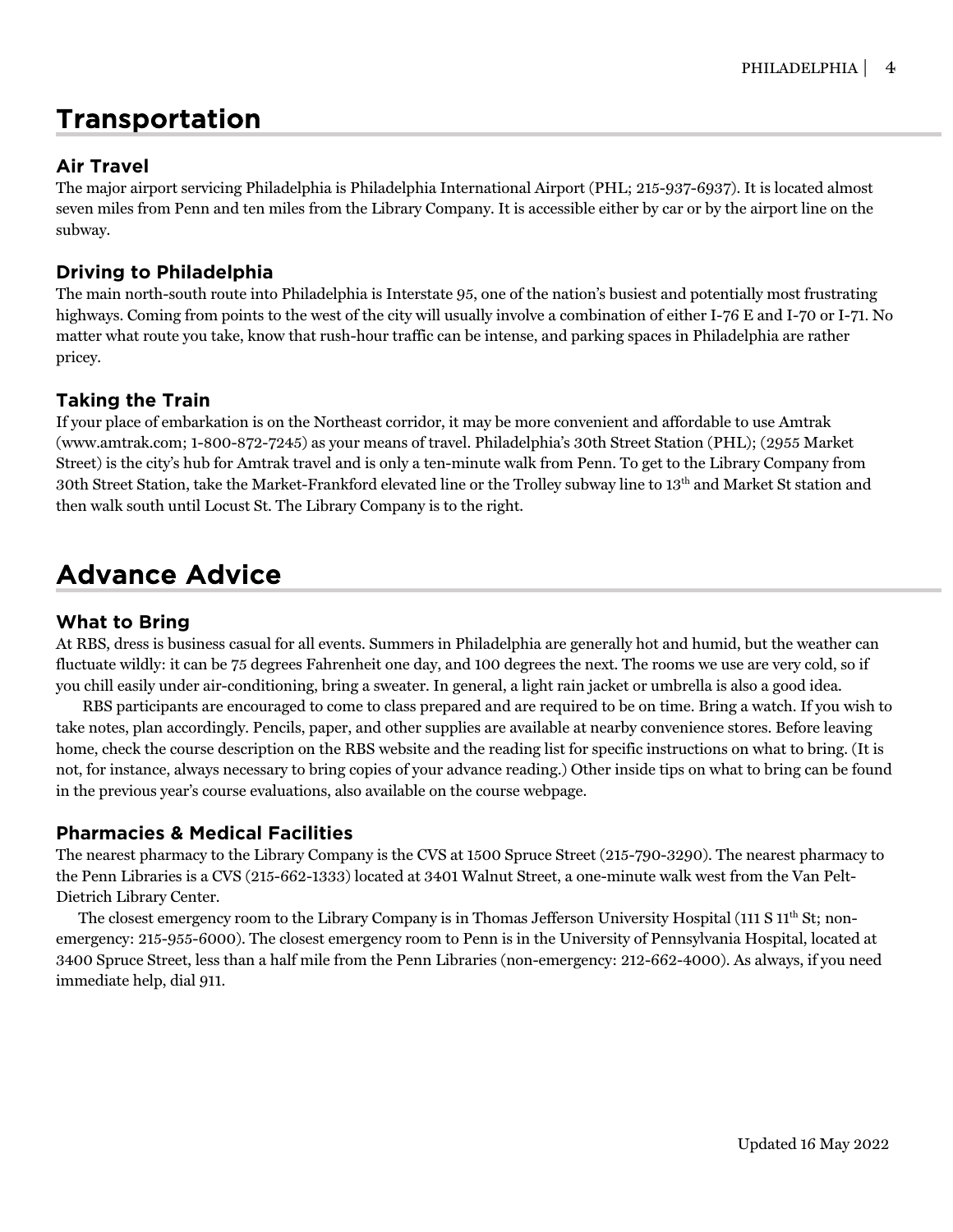# Transportation

## Air Travel

The major airport servicing Philadelphia is Philadelphia International Airport (PHL; 215-937-6937). It is located almost seven miles from Penn and ten miles from the Library Company. It is accessible either by car or by the airport line on the subway.

## Driving to Philadelphia

The main north-south route into Philadelphia is Interstate 95, one of the nation's busiest and potentially most frustrating highways. Coming from points to the west of the city will usually involve a combination of either I-76 E and I-70 or I-71. No matter what route you take, know that rush-hour traffic can be intense, and parking spaces in Philadelphia are rather pricey.

## Taking the Train

If your place of embarkation is on the Northeast corridor, it may be more convenient and affordable to use Amtrak (www.amtrak.com; 1-800-872-7245) as your means of travel. Philadelphia's 30th Street Station (PHL); (2955 Market Street) is the city's hub for Amtrak travel and is only a ten-minute walk from Penn. To get to the Library Company from 30th Street Station, take the Market-Frankford elevated line or the Trolley subway line to 13th and Market St station and then walk south until Locust St. The Library Company is to the right.

# Advance Advice

## What to Bring

At RBS, dress is business casual for all events. Summers in Philadelphia are generally hot and humid, but the weather can fluctuate wildly: it can be 75 degrees Fahrenheit one day, and 100 degrees the next. The rooms we use are very cold, so if you chill easily under air-conditioning, bring a sweater. In general, a light rain jacket or umbrella is also a good idea.

RBS participants are encouraged to come to class prepared and are required to be on time. Bring a watch. If you wish to take notes, plan accordingly. Pencils, paper, and other supplies are available at nearby convenience stores. Before leaving home, check the course description on the RBS website and the reading list for specific instructions on what to bring. (It is not, for instance, always necessary to bring copies of your advance reading.) Other inside tips on what to bring can be found in the previous year's course evaluations, also available on the course webpage.

## Pharmacies & Medical Facilities

The nearest pharmacy to the Library Company is the CVS at 1500 Spruce Street (215-790-3290). The nearest pharmacy to the Penn Libraries is a CVS (215-662-1333) located at 3401 Walnut Street, a one-minute walk west from the Van Pelt-Dietrich Library Center.

The closest emergency room to the Library Company is in Thomas Jefferson University Hospital (111 S 11th St; non-emergency: 215-955-6000). The closest emergency room to Penn is in the University of Pennsylvania Hospital, located at 3400 Spruce Street, less than a half mile from the Penn Libraries (non-emergency: 212-662-4000). As always, if you need immediate help, dial 911.

Updated 16 May 2022